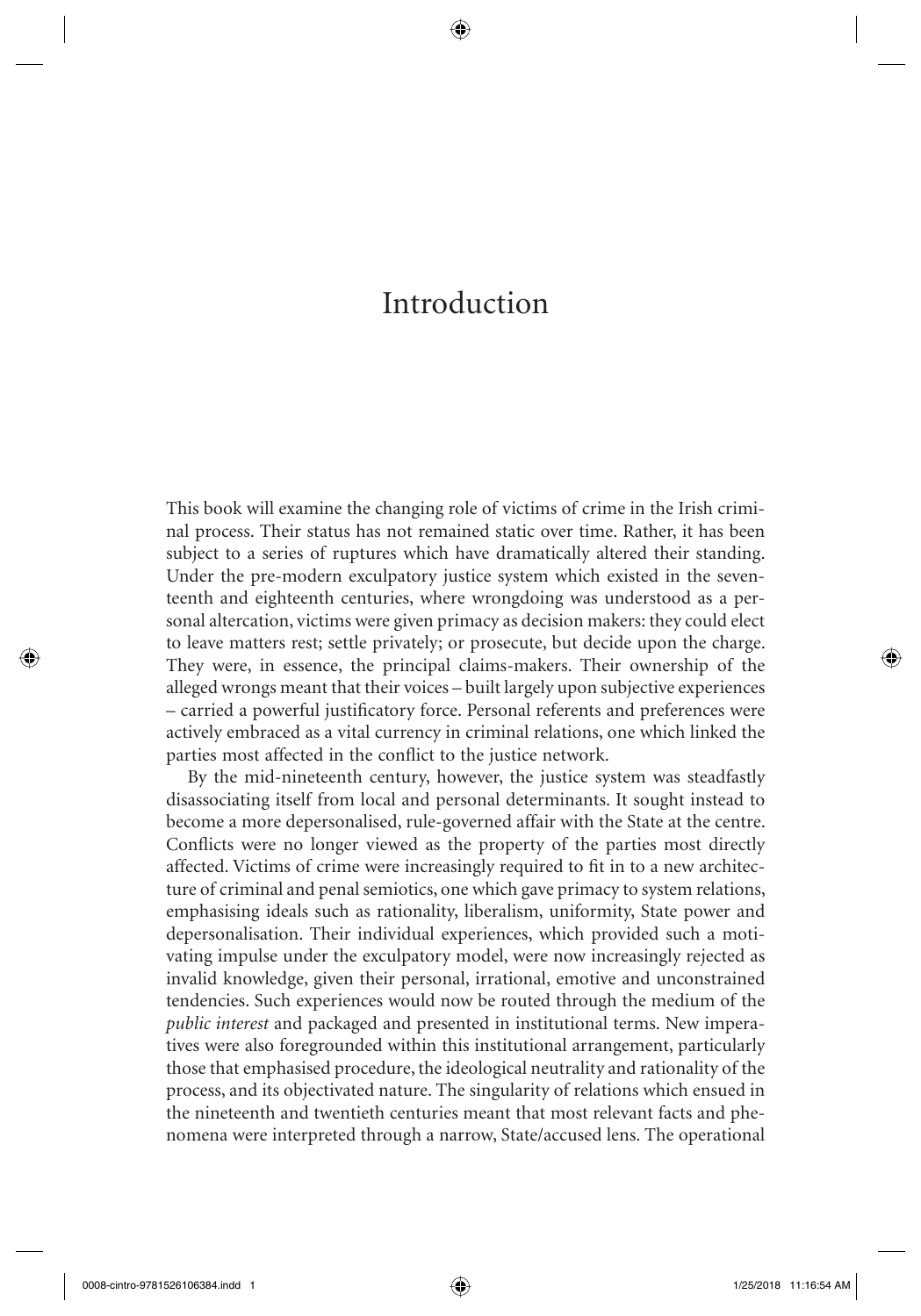# Introduction

This book will examine the changing role of victims of crime in the Irish criminal process. Their status has not remained static over time. Rather, it has been subject to a series of ruptures which have dramatically altered their standing. Under the pre-modern exculpatory justice system which existed in the seventeenth and eighteenth centuries, where wrongdoing was understood as a personal altercation, victims were given primacy as decision makers: they could elect to leave matters rest; settle privately; or prosecute, but decide upon the charge. They were, in essence, the principal claims-makers. Their ownership of the alleged wrongs meant that their voices – built largely upon subjective experiences – carried a powerful justificatory force. Personal referents and preferences were actively embraced as a vital currency in criminal relations, one which linked the parties most affected in the conflict to the justice network.

By the mid-nineteenth century, however, the justice system was steadfastly disassociating itself from local and personal determinants. It sought instead to become a more depersonalised, rule-governed affair with the State at the centre. Conflicts were no longer viewed as the property of the parties most directly affected. Victims of crime were increasingly required to fit in to a new architecture of criminal and penal semiotics, one which gave primacy to system relations, emphasising ideals such as rationality, liberalism, uniformity, State power and depersonalisation. Their individual experiences, which provided such a motivating impulse under the exculpatory model, were now increasingly rejected as invalid knowledge, given their personal, irrational, emotive and unconstrained tendencies. Such experiences would now be routed through the medium of the *public interest* and packaged and presented in institutional terms. New imperatives were also foregrounded within this institutional arrangement, particularly those that emphasised procedure, the ideological neutrality and rationality of the process, and its objectivated nature. The singularity of relations which ensued in the nineteenth and twentieth centuries meant that most relevant facts and phenomena were interpreted through a narrow, State/accused lens. The operational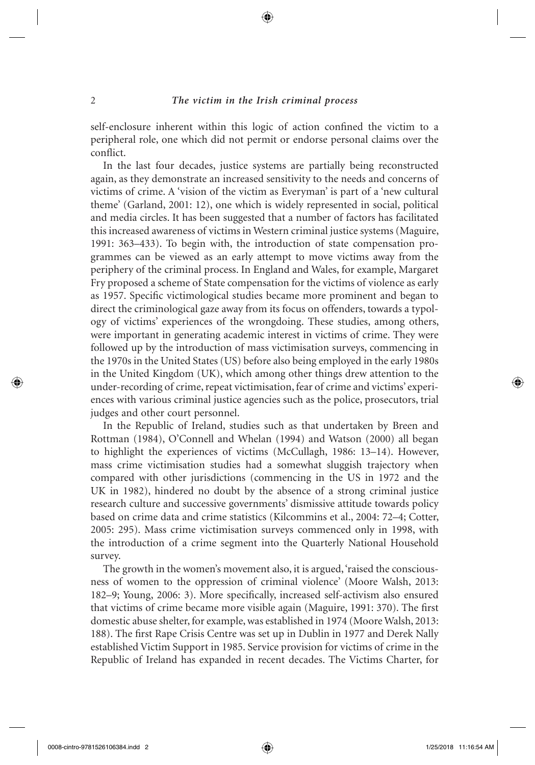self-enclosure inherent within this logic of action confined the victim to a peripheral role, one which did not permit or endorse personal claims over the conflict.

In the last four decades, justice systems are partially being reconstructed again, as they demonstrate an increased sensitivity to the needs and concerns of victims of crime. A 'vision of the victim as Everyman' is part of a 'new cultural theme' (Garland, 2001: 12), one which is widely represented in social, political and media circles. It has been suggested that a number of factors has facilitated this increased awareness of victims in Western criminal justice systems (Maguire, 1991: 363–433). To begin with, the introduction of state compensation programmes can be viewed as an early attempt to move victims away from the periphery of the criminal process. In England and Wales, for example, Margaret Fry proposed a scheme of State compensation for the victims of violence as early as 1957. Specific victimological studies became more prominent and began to direct the criminological gaze away from its focus on offenders, towards a typology of victims' experiences of the wrongdoing. These studies, among others, were important in generating academic interest in victims of crime. They were followed up by the introduction of mass victimisation surveys, commencing in the 1970s in the United States (US) before also being employed in the early 1980s in the United Kingdom (UK), which among other things drew attention to the under-recording of crime, repeat victimisation, fear of crime and victims' experiences with various criminal justice agencies such as the police, prosecutors, trial judges and other court personnel.

In the Republic of Ireland, studies such as that undertaken by Breen and Rottman (1984), O'Connell and Whelan (1994) and Watson (2000) all began to highlight the experiences of victims (McCullagh, 1986: 13–14). However, mass crime victimisation studies had a somewhat sluggish trajectory when compared with other jurisdictions (commencing in the US in 1972 and the UK in 1982), hindered no doubt by the absence of a strong criminal justice research culture and successive governments' dismissive attitude towards policy based on crime data and crime statistics (Kilcommins et al., 2004: 72–4; Cotter, 2005: 295). Mass crime victimisation surveys commenced only in 1998, with the introduction of a crime segment into the Quarterly National Household survey.

The growth in the women's movement also, it is argued, 'raised the consciousness of women to the oppression of criminal violence' (Moore Walsh, 2013: 182–9; Young, 2006: 3). More specifically, increased self-activism also ensured that victims of crime became more visible again (Maguire, 1991: 370). The first domestic abuse shelter, for example, was established in 1974 (Moore Walsh, 2013: 188). The first Rape Crisis Centre was set up in Dublin in 1977 and Derek Nally established Victim Support in 1985. Service provision for victims of crime in the Republic of Ireland has expanded in recent decades. The Victims Charter, for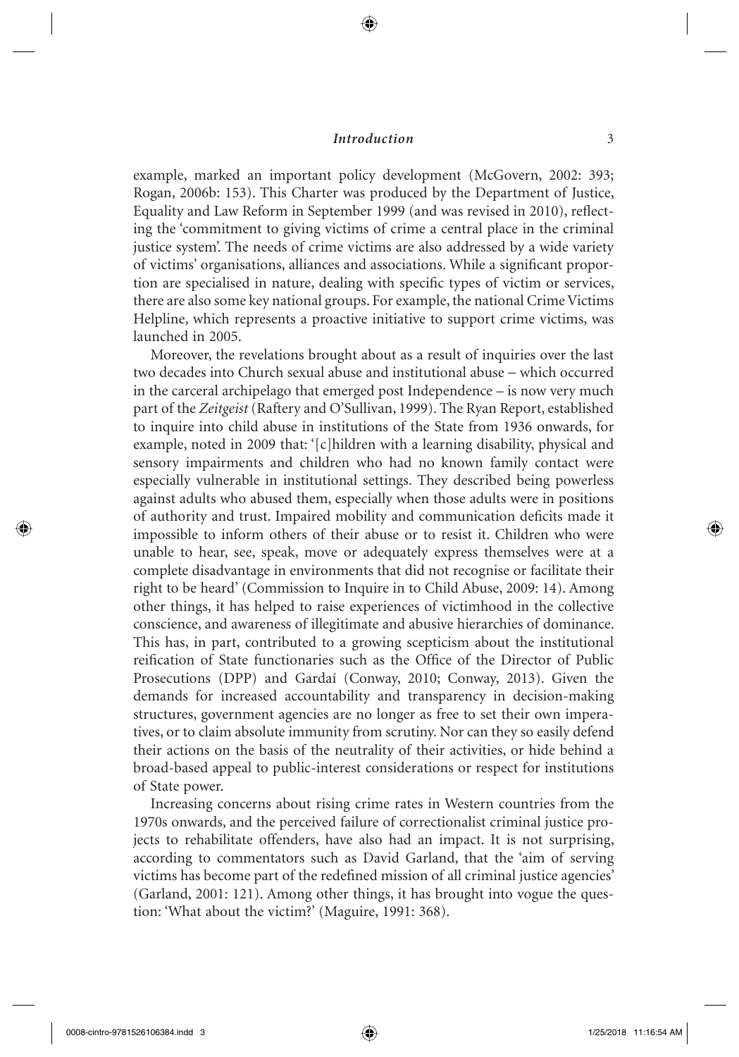example, marked an important policy development (McGovern, 2002: 393; Rogan, 2006b: 153). This Charter was produced by the Department of Justice, Equality and Law Reform in September 1999 (and was revised in 2010), reflecting the 'commitment to giving victims of crime a central place in the criminal justice system'. The needs of crime victims are also addressed by a wide variety of victims' organisations, alliances and associations. While a significant proportion are specialised in nature, dealing with specific types of victim or services, there are also some key national groups. For example, the national Crime Victims Helpline, which represents a proactive initiative to support crime victims, was launched in 2005.

Moreover, the revelations brought about as a result of inquiries over the last two decades into Church sexual abuse and institutional abuse – which occurred in the carceral archipelago that emerged post Independence – is now very much part of the *Zeitgeist* (Raftery and O'Sullivan, 1999). The Ryan Report, established to inquire into child abuse in institutions of the State from 1936 onwards, for example, noted in 2009 that: '[c]hildren with a learning disability, physical and sensory impairments and children who had no known family contact were especially vulnerable in institutional settings. They described being powerless against adults who abused them, especially when those adults were in positions of authority and trust. Impaired mobility and communication deficits made it impossible to inform others of their abuse or to resist it. Children who were unable to hear, see, speak, move or adequately express themselves were at a complete disadvantage in environments that did not recognise or facilitate their right to be heard' (Commission to Inquire in to Child Abuse, 2009: 14). Among other things, it has helped to raise experiences of victimhood in the collective conscience, and awareness of illegitimate and abusive hierarchies of dominance. This has, in part, contributed to a growing scepticism about the institutional reification of State functionaries such as the Office of the Director of Public Prosecutions (DPP) and Gardaí (Conway, 2010; Conway, 2013). Given the demands for increased accountability and transparency in decision-making structures, government agencies are no longer as free to set their own imperatives, or to claim absolute immunity from scrutiny. Nor can they so easily defend their actions on the basis of the neutrality of their activities, or hide behind a broad-based appeal to public-interest considerations or respect for institutions of State power.

Increasing concerns about rising crime rates in Western countries from the 1970s onwards, and the perceived failure of correctionalist criminal justice projects to rehabilitate offenders, have also had an impact. It is not surprising, according to commentators such as David Garland, that the 'aim of serving victims has become part of the redefined mission of all criminal justice agencies' (Garland, 2001: 121). Among other things, it has brought into vogue the question: 'What about the victim?' (Maguire, 1991: 368).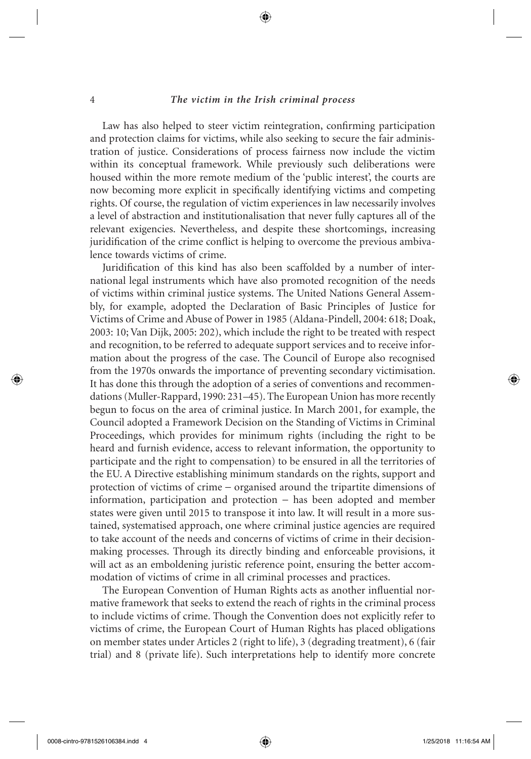Law has also helped to steer victim reintegration, confirming participation and protection claims for victims, while also seeking to secure the fair administration of justice. Considerations of process fairness now include the victim within its conceptual framework. While previously such deliberations were housed within the more remote medium of the 'public interest', the courts are now becoming more explicit in specifically identifying victims and competing rights. Of course, the regulation of victim experiences in law necessarily involves a level of abstraction and institutionalisation that never fully captures all of the relevant exigencies. Nevertheless, and despite these shortcomings, increasing juridification of the crime conflict is helping to overcome the previous ambivalence towards victims of crime.

Juridification of this kind has also been scaffolded by a number of international legal instruments which have also promoted recognition of the needs of victims within criminal justice systems. The United Nations General Assembly, for example, adopted the Declaration of Basic Principles of Justice for Victims of Crime and Abuse of Power in 1985 (Aldana-Pindell, 2004: 618; Doak, 2003: 10; Van Dijk, 2005: 202), which include the right to be treated with respect and recognition, to be referred to adequate support services and to receive information about the progress of the case. The Council of Europe also recognised from the 1970s onwards the importance of preventing secondary victimisation. It has done this through the adoption of a series of conventions and recommendations (Muller-Rappard, 1990: 231–45). The European Union has more recently begun to focus on the area of criminal justice. In March 2001, for example, the Council adopted a Framework Decision on the Standing of Victims in Criminal Proceedings, which provides for minimum rights (including the right to be heard and furnish evidence, access to relevant information, the opportunity to participate and the right to compensation) to be ensured in all the territories of the EU. A Directive establishing minimum standards on the rights, support and protection of victims of crime – organised around the tripartite dimensions of information, participation and protection – has been adopted and member states were given until 2015 to transpose it into law. It will result in a more sustained, systematised approach, one where criminal justice agencies are required to take account of the needs and concerns of victims of crime in their decision-making processes. Through its directly binding and enforceable provisions, it will act as an emboldening juristic reference point, ensuring the better accommodation of victims of crime in all criminal processes and practices.

The European Convention of Human Rights acts as another influential normative framework that seeks to extend the reach of rights in the criminal process to include victims of crime. Though the Convention does not explicitly refer to victims of crime, the European Court of Human Rights has placed obligations on member states under Articles 2 (right to life), 3 (degrading treatment), 6 (fair trial) and 8 (private life). Such interpretations help to identify more concrete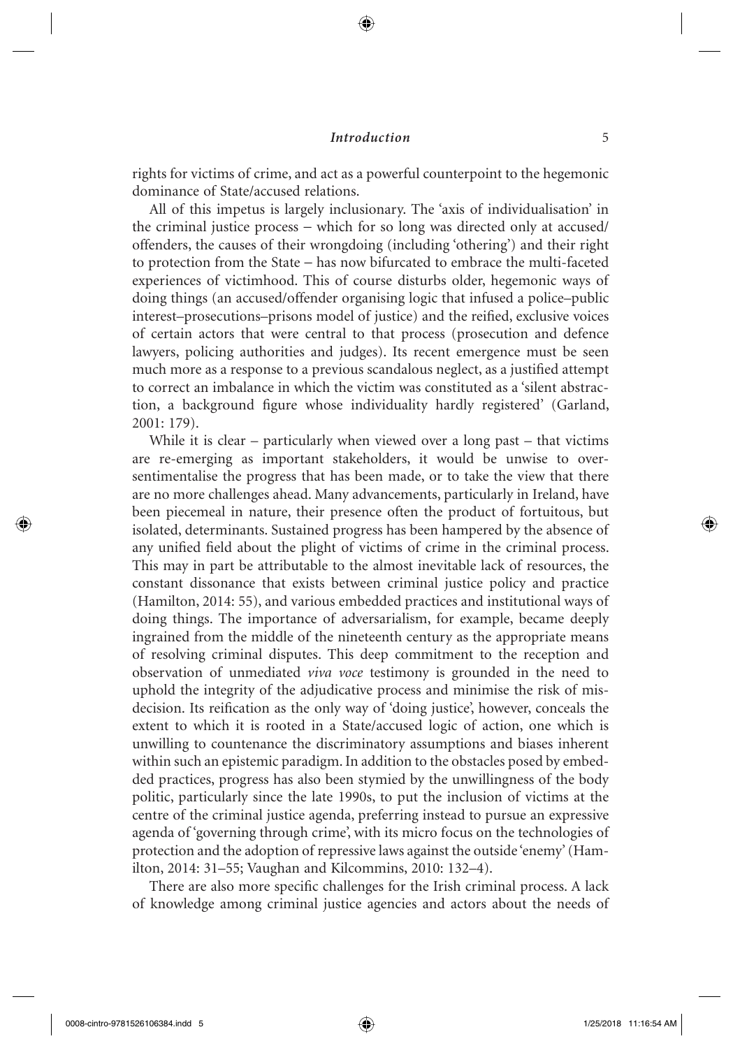rights for victims of crime, and act as a powerful counterpoint to the hegemonic dominance of State/accused relations.

All of this impetus is largely inclusionary. The 'axis of individualisation' in the criminal justice process – which for so long was directed only at accused/offenders, the causes of their wrongdoing (including 'othering') and their right to protection from the State – has now bifurcated to embrace the multi-faceted experiences of victimhood. This of course disturbs older, hegemonic ways of doing things (an accused/offender organising logic that infused a police–public interest–prosecutions–prisons model of justice) and the reified, exclusive voices of certain actors that were central to that process (prosecution and defence lawyers, policing authorities and judges). Its recent emergence must be seen much more as a response to a previous scandalous neglect, as a justified attempt to correct an imbalance in which the victim was constituted as a 'silent abstraction, a background figure whose individuality hardly registered' (Garland, 2001: 179).

While it is clear – particularly when viewed over a long past – that victims are re-emerging as important stakeholders, it would be unwise to over-sentimentalise the progress that has been made, or to take the view that there are no more challenges ahead. Many advancements, particularly in Ireland, have been piecemeal in nature, their presence often the product of fortuitous, but isolated, determinants. Sustained progress has been hampered by the absence of any unified field about the plight of victims of crime in the criminal process. This may in part be attributable to the almost inevitable lack of resources, the constant dissonance that exists between criminal justice policy and practice (Hamilton, 2014: 55), and various embedded practices and institutional ways of doing things. The importance of adversarialism, for example, became deeply ingrained from the middle of the nineteenth century as the appropriate means of resolving criminal disputes. This deep commitment to the reception and observation of unmediated *viva voce* testimony is grounded in the need to uphold the integrity of the adjudicative process and minimise the risk of misdecision. Its reification as the only way of 'doing justice', however, conceals the extent to which it is rooted in a State/accused logic of action, one which is unwilling to countenance the discriminatory assumptions and biases inherent within such an epistemic paradigm. In addition to the obstacles posed by embedded practices, progress has also been stymied by the unwillingness of the body politic, particularly since the late 1990s, to put the inclusion of victims at the centre of the criminal justice agenda, preferring instead to pursue an expressive agenda of 'governing through crime', with its micro focus on the technologies of protection and the adoption of repressive laws against the outside 'enemy' (Hamilton, 2014: 31–55; Vaughan and Kilcommins, 2010: 132–4).

There are also more specific challenges for the Irish criminal process. A lack of knowledge among criminal justice agencies and actors about the needs of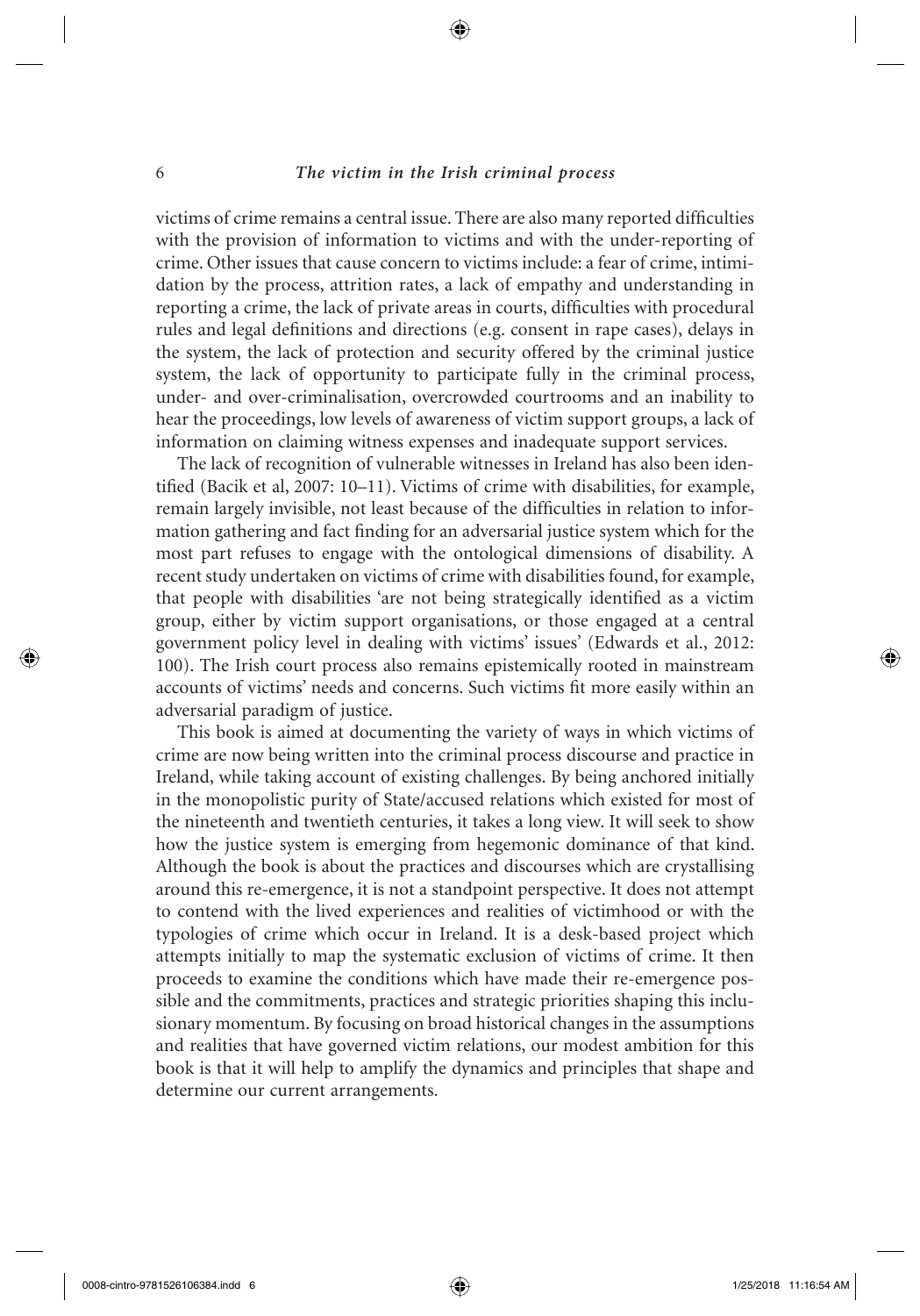victims of crime remains a central issue. There are also many reported difficulties with the provision of information to victims and with the under-reporting of crime. Other issues that cause concern to victims include: a fear of crime, intimidation by the process, attrition rates, a lack of empathy and understanding in reporting a crime, the lack of private areas in courts, difficulties with procedural rules and legal definitions and directions (e.g. consent in rape cases), delays in the system, the lack of protection and security offered by the criminal justice system, the lack of opportunity to participate fully in the criminal process, under- and over-criminalisation, overcrowded courtrooms and an inability to hear the proceedings, low levels of awareness of victim support groups, a lack of information on claiming witness expenses and inadequate support services.

The lack of recognition of vulnerable witnesses in Ireland has also been identified (Bacik et al, 2007: 10–11). Victims of crime with disabilities, for example, remain largely invisible, not least because of the difficulties in relation to information gathering and fact finding for an adversarial justice system which for the most part refuses to engage with the ontological dimensions of disability. A recent study undertaken on victims of crime with disabilities found, for example, that people with disabilities 'are not being strategically identified as a victim group, either by victim support organisations, or those engaged at a central government policy level in dealing with victims' issues' (Edwards et al., 2012: 100). The Irish court process also remains epistemically rooted in mainstream accounts of victims' needs and concerns. Such victims fit more easily within an adversarial paradigm of justice.

This book is aimed at documenting the variety of ways in which victims of crime are now being written into the criminal process discourse and practice in Ireland, while taking account of existing challenges. By being anchored initially in the monopolistic purity of State/accused relations which existed for most of the nineteenth and twentieth centuries, it takes a long view. It will seek to show how the justice system is emerging from hegemonic dominance of that kind. Although the book is about the practices and discourses which are crystallising around this re-emergence, it is not a standpoint perspective. It does not attempt to contend with the lived experiences and realities of victimhood or with the typologies of crime which occur in Ireland. It is a desk-based project which attempts initially to map the systematic exclusion of victims of crime. It then proceeds to examine the conditions which have made their re-emergence possible and the commitments, practices and strategic priorities shaping this inclusionary momentum. By focusing on broad historical changes in the assumptions and realities that have governed victim relations, our modest ambition for this book is that it will help to amplify the dynamics and principles that shape and determine our current arrangements.